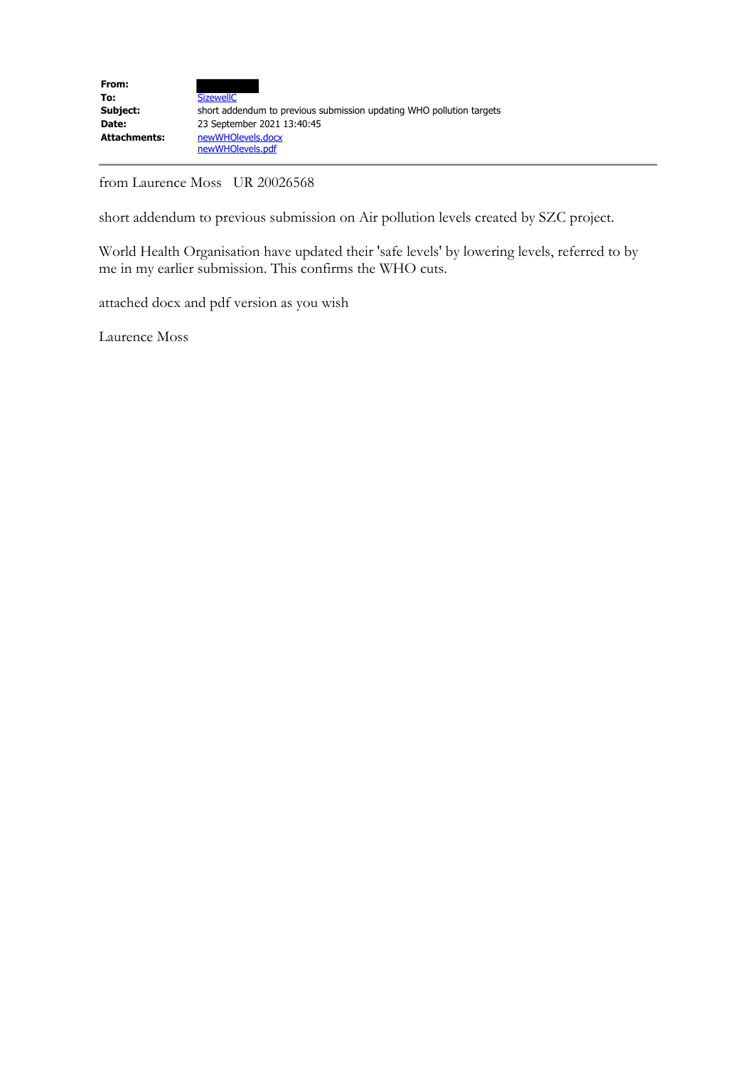| | |
|---|---|
| **From:** | |
| **To:** | SizewellC |
| **Subject:** | short addendum to previous submission updating WHO pollution targets |
| **Date:** | 23 September 2021 13:40:45 |
| **Attachments:** | newWHOlevels.docx<br>newWHOlevels.pdf |

---

from Laurence Moss   UR 20026568

short addendum to previous submission on Air pollution levels created by SZC project.

World Health Organisation have updated their 'safe levels' by lowering levels, referred to by me in my earlier submission. This confirms the WHO cuts.

attached docx and pdf version as you wish

Laurence Moss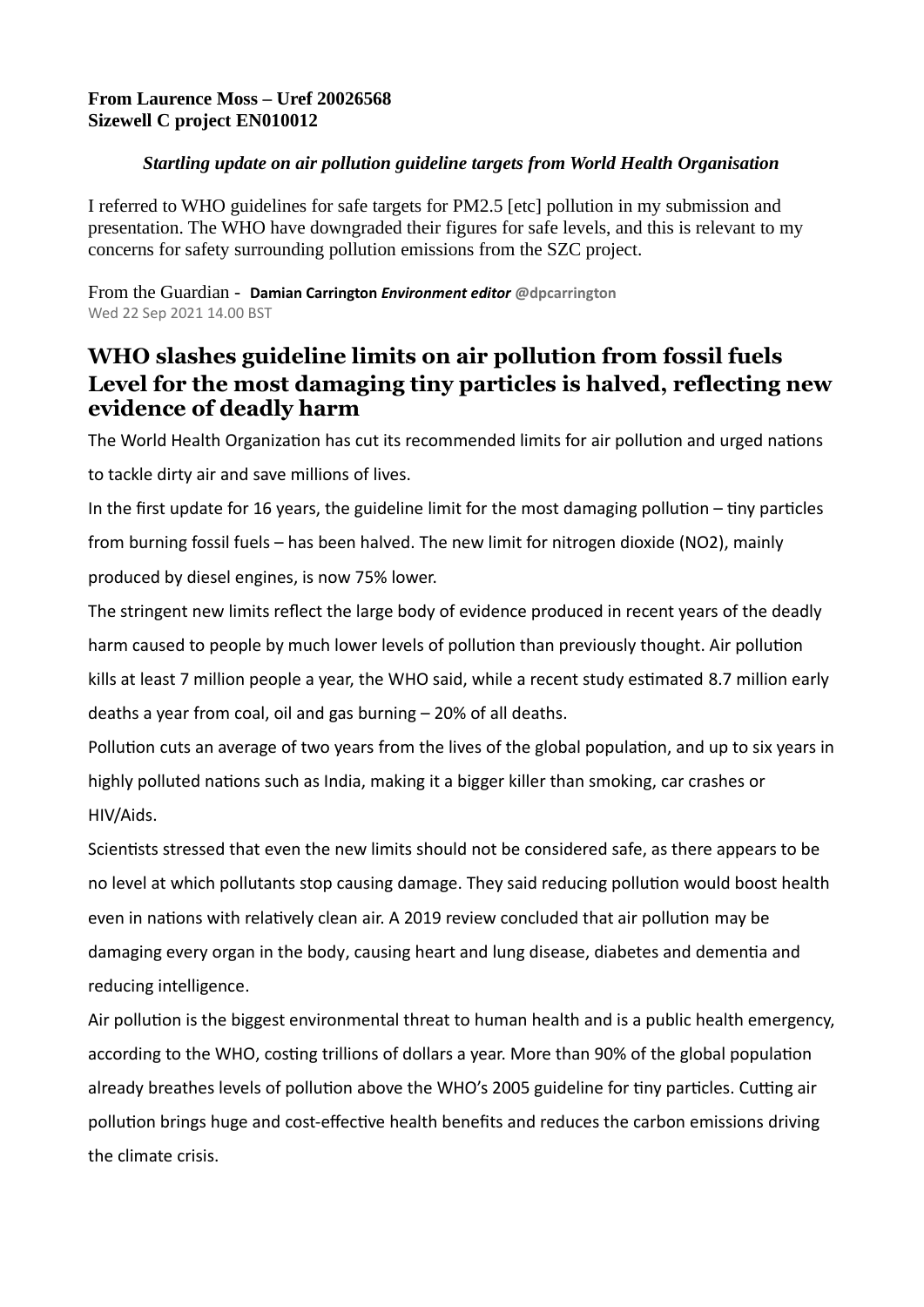**From Laurence Moss – Uref 20026568**
**Sizewell C project EN010012**

***Startling update on air pollution guideline targets from World Health Organisation***

I referred to WHO guidelines for safe targets for PM2.5 [etc] pollution in my submission and presentation. The WHO have downgraded their figures for safe levels, and this is relevant to my concerns for safety surrounding pollution emissions from the SZC project.

From the Guardian - **Damian Carrington *Environment editor*** **@dpcarrington**
Wed 22 Sep 2021 14.00 BST

## WHO slashes guideline limits on air pollution from fossil fuels Level for the most damaging tiny particles is halved, reflecting new evidence of deadly harm

The World Health Organization has cut its recommended limits for air pollution and urged nations to tackle dirty air and save millions of lives.

In the first update for 16 years, the guideline limit for the most damaging pollution – tiny particles from burning fossil fuels – has been halved. The new limit for nitrogen dioxide ($NO_2$), mainly produced by diesel engines, is now 75% lower.

The stringent new limits reflect the large body of evidence produced in recent years of the deadly harm caused to people by much lower levels of pollution than previously thought. Air pollution kills at least 7 million people a year, the WHO said, while a recent study estimated 8.7 million early deaths a year from coal, oil and gas burning – 20% of all deaths.

Pollution cuts an average of two years from the lives of the global population, and up to six years in highly polluted nations such as India, making it a bigger killer than smoking, car crashes or HIV/Aids.

Scientists stressed that even the new limits should not be considered safe, as there appears to be no level at which pollutants stop causing damage. They said reducing pollution would boost health even in nations with relatively clean air. A 2019 review concluded that air pollution may be damaging every organ in the body, causing heart and lung disease, diabetes and dementia and reducing intelligence.

Air pollution is the biggest environmental threat to human health and is a public health emergency, according to the WHO, costing trillions of dollars a year. More than 90% of the global population already breathes levels of pollution above the WHO's 2005 guideline for tiny particles. Cutting air pollution brings huge and cost-effective health benefits and reduces the carbon emissions driving the climate crisis.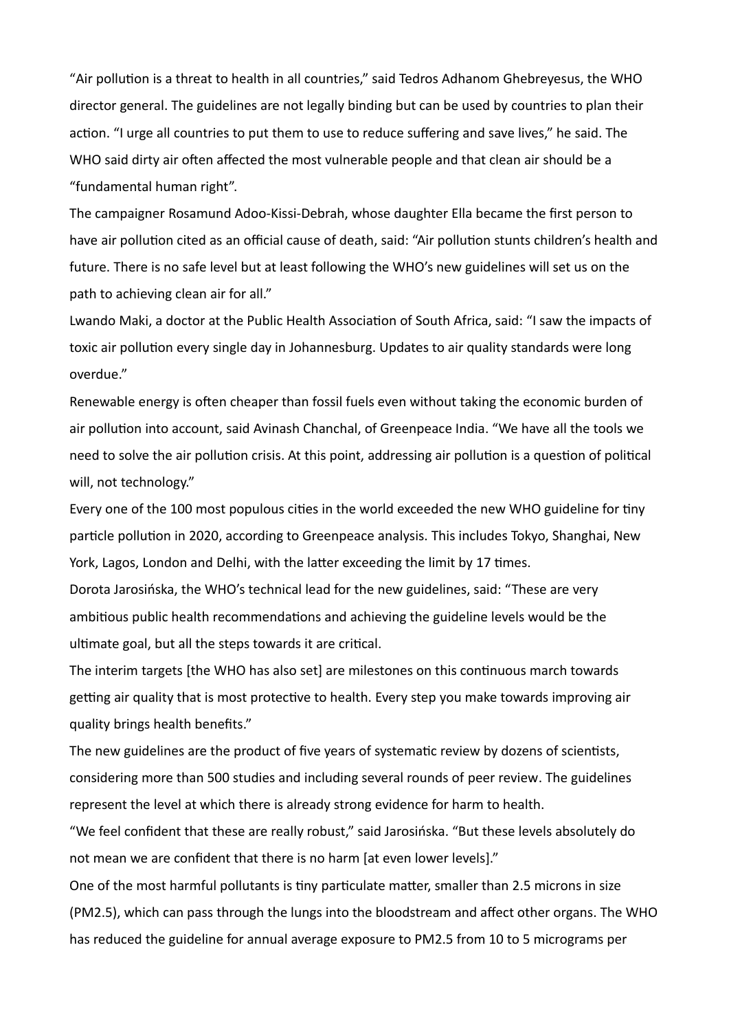“Air pollution is a threat to health in all countries,” said Tedros Adhanom Ghebreyesus, the WHO director general. The guidelines are not legally binding but can be used by countries to plan their action. “I urge all countries to put them to use to reduce suffering and save lives,” he said. The WHO said dirty air often affected the most vulnerable people and that clean air should be a “fundamental human right”.

The campaigner Rosamund Adoo-Kissi-Debrah, whose daughter Ella became the first person to have air pollution cited as an official cause of death, said: “Air pollution stunts children’s health and future. There is no safe level but at least following the WHO’s new guidelines will set us on the path to achieving clean air for all.”

Lwando Maki, a doctor at the Public Health Association of South Africa, said: “I saw the impacts of toxic air pollution every single day in Johannesburg. Updates to air quality standards were long overdue.”

Renewable energy is often cheaper than fossil fuels even without taking the economic burden of air pollution into account, said Avinash Chanchal, of Greenpeace India. “We have all the tools we need to solve the air pollution crisis. At this point, addressing air pollution is a question of political will, not technology.”

Every one of the 100 most populous cities in the world exceeded the new WHO guideline for tiny particle pollution in 2020, according to Greenpeace analysis. This includes Tokyo, Shanghai, New York, Lagos, London and Delhi, with the latter exceeding the limit by 17 times.

Dorota Jarosińska, the WHO’s technical lead for the new guidelines, said: “These are very ambitious public health recommendations and achieving the guideline levels would be the ultimate goal, but all the steps towards it are critical.

The interim targets [the WHO has also set] are milestones on this continuous march towards getting air quality that is most protective to health. Every step you make towards improving air quality brings health benefits.”

The new guidelines are the product of five years of systematic review by dozens of scientists, considering more than 500 studies and including several rounds of peer review. The guidelines represent the level at which there is already strong evidence for harm to health.

“We feel confident that these are really robust,” said Jarosińska. “But these levels absolutely do not mean we are confident that there is no harm [at even lower levels].”

One of the most harmful pollutants is tiny particulate matter, smaller than 2.5 microns in size (PM2.5), which can pass through the lungs into the bloodstream and affect other organs. The WHO has reduced the guideline for annual average exposure to PM2.5 from 10 to 5 micrograms per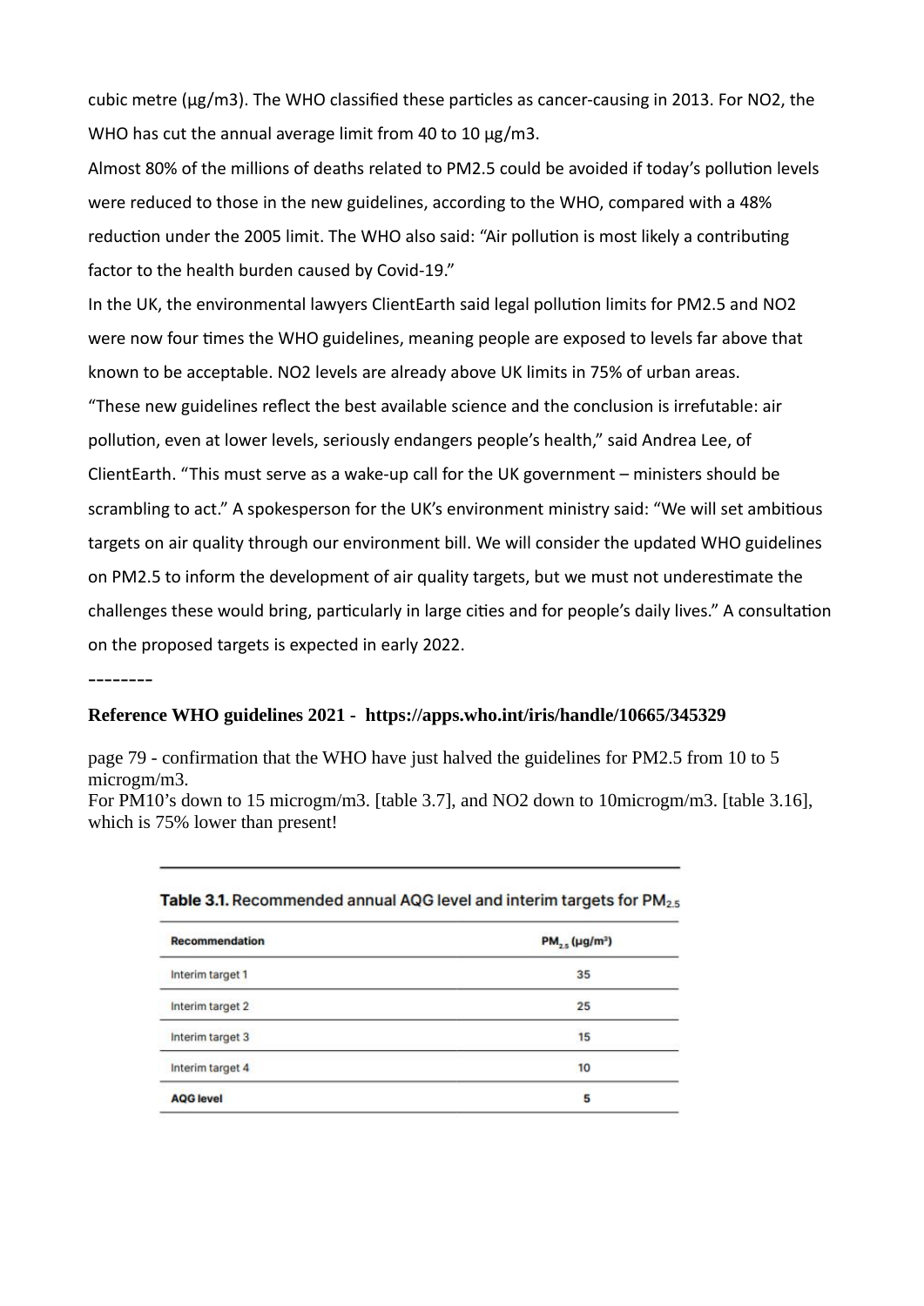cubic metre (µg/m3). The WHO classified these particles as cancer-causing in 2013. For NO2, the WHO has cut the annual average limit from 40 to 10 µg/m3.

Almost 80% of the millions of deaths related to PM2.5 could be avoided if today's pollution levels were reduced to those in the new guidelines, according to the WHO, compared with a 48% reduction under the 2005 limit. The WHO also said: "Air pollution is most likely a contributing factor to the health burden caused by Covid-19."

In the UK, the environmental lawyers ClientEarth said legal pollution limits for PM2.5 and NO2 were now four times the WHO guidelines, meaning people are exposed to levels far above that known to be acceptable. NO2 levels are already above UK limits in 75% of urban areas.

"These new guidelines reflect the best available science and the conclusion is irrefutable: air pollution, even at lower levels, seriously endangers people's health," said Andrea Lee, of ClientEarth. "This must serve as a wake-up call for the UK government – ministers should be scrambling to act." A spokesperson for the UK's environment ministry said: "We will set ambitious targets on air quality through our environment bill. We will consider the updated WHO guidelines on PM2.5 to inform the development of air quality targets, but we must not underestimate the challenges these would bring, particularly in large cities and for people's daily lives." A consultation on the proposed targets is expected in early 2022.

--------

**Reference WHO guidelines 2021 - https://apps.who.int/iris/handle/10665/345329**

page 79 - confirmation that the WHO have just halved the guidelines for PM2.5 from 10 to 5 microgm/m3.
For PM10's down to 15 microgm/m3. [table 3.7], and NO2 down to 10microgm/m3. [table 3.16], which is 75% lower than present!

**Table 3.1.** Recommended annual AQG level and interim targets for $PM_{2.5}$

| Recommendation | $PM_{2.5}$ (µg/m³) |
| --- | --- |
| Interim target 1 | 35 |
| Interim target 2 | 25 |
| Interim target 3 | 15 |
| Interim target 4 | 10 |
| **AQG level** | 5 |